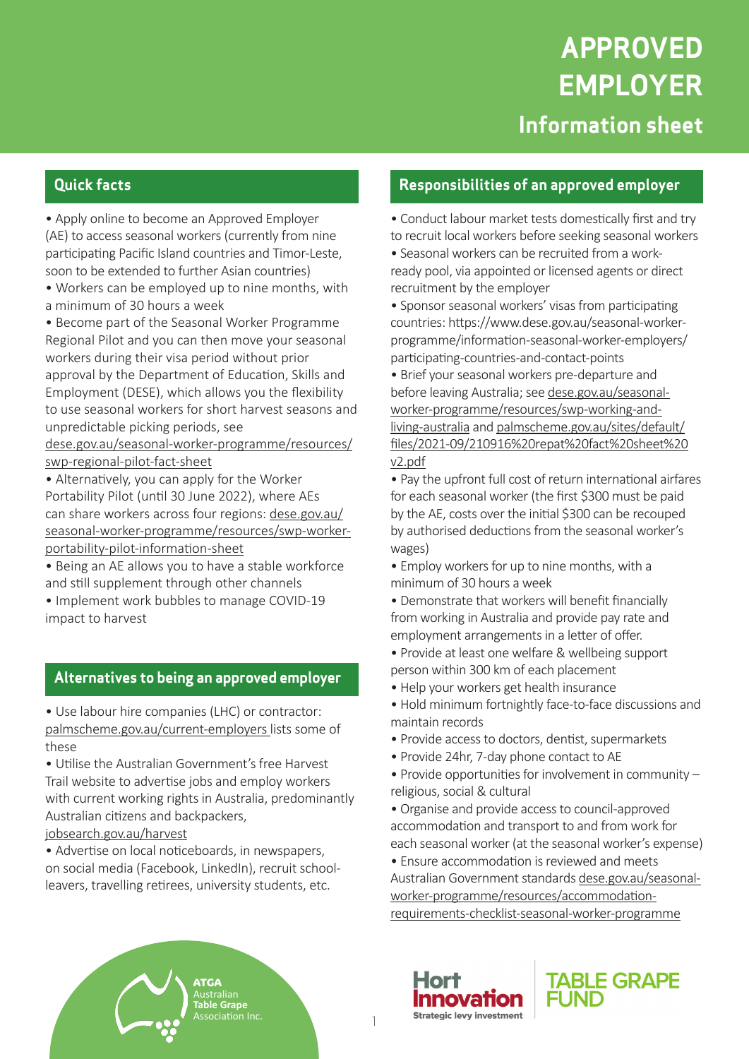# APPROVED EMPLOYER

## Information sheet

### Quick facts

- Apply online to become an Approved Employer (AE) to access seasonal workers (currently from nine participating Pacific Island countries and Timor-Leste, soon to be extended to further Asian countries)
- Workers can be employed up to nine months, with a minimum of 30 hours a week
- Become part of the Seasonal Worker Programme Regional Pilot and you can then move your seasonal workers during their visa period without prior approval by the Department of Education, Skills and Employment (DESE), which allows you the flexibility to use seasonal workers for short harvest seasons and unpredictable picking periods, see dese.gov.au/seasonal-worker-programme/resources/swp-regional-pilot-fact-sheet
- Alternatively, you can apply for the Worker Portability Pilot (until 30 June 2022), where AEs can share workers across four regions: dese.gov.au/seasonal-worker-programme/resources/swp-worker-portability-pilot-information-sheet
- Being an AE allows you to have a stable workforce and still supplement through other channels
- Implement work bubbles to manage COVID-19 impact to harvest

### Alternatives to being an approved employer

- Use labour hire companies (LHC) or contractor: palmscheme.gov.au/current-employers lists some of these
- Utilise the Australian Government's free Harvest Trail website to advertise jobs and employ workers with current working rights in Australia, predominantly Australian citizens and backpackers, jobsearch.gov.au/harvest
- Advertise on local noticeboards, in newspapers, on social media (Facebook, LinkedIn), recruit school-leavers, travelling retirees, university students, etc.

### Responsibilities of an approved employer

- Conduct labour market tests domestically first and try to recruit local workers before seeking seasonal workers
- Seasonal workers can be recruited from a work-ready pool, via appointed or licensed agents or direct recruitment by the employer
- Sponsor seasonal workers' visas from participating countries: https://www.dese.gov.au/seasonal-worker-programme/information-seasonal-worker-employers/participating-countries-and-contact-points
- Brief your seasonal workers pre-departure and before leaving Australia; see dese.gov.au/seasonal-worker-programme/resources/swp-working-and-living-australia and palmscheme.gov.au/sites/default/files/2021-09/210916%20repat%20fact%20sheet%20v2.pdf
- Pay the upfront full cost of return international airfares for each seasonal worker (the first $300 must be paid by the AE, costs over the initial $300 can be recouped by authorised deductions from the seasonal worker's wages)
- Employ workers for up to nine months, with a minimum of 30 hours a week
- Demonstrate that workers will benefit financially from working in Australia and provide pay rate and employment arrangements in a letter of offer.
- Provide at least one welfare & wellbeing support person within 300 km of each placement
- Help your workers get health insurance
- Hold minimum fortnightly face-to-face discussions and maintain records
- Provide access to doctors, dentist, supermarkets
- Provide 24hr, 7-day phone contact to AE
- Provide opportunities for involvement in community – religious, social & cultural
- Organise and provide access to council-approved accommodation and transport to and from work for each seasonal worker (at the seasonal worker's expense)
- Ensure accommodation is reviewed and meets Australian Government standards dese.gov.au/seasonal-worker-programme/resources/accommodation-requirements-checklist-seasonal-worker-programme

ATGA Australian Table Grape Association Inc.

Hort Innovation Strategic levy investment

TABLE GRAPE FUND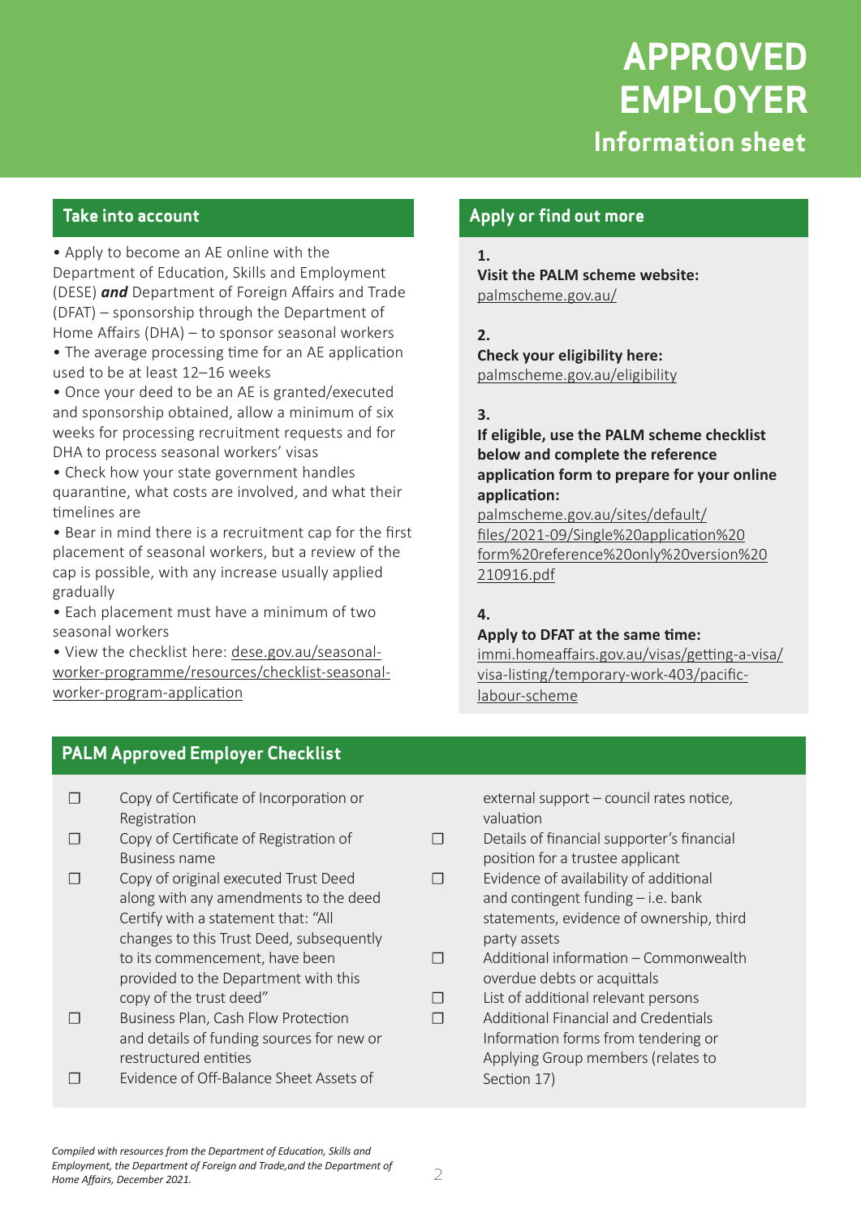# APPROVED EMPLOYER

## Information sheet

### Take into account

- Apply to become an AE online with the Department of Education, Skills and Employment (DESE) ***and*** Department of Foreign Affairs and Trade (DFAT) – sponsorship through the Department of Home Affairs (DHA) – to sponsor seasonal workers
- The average processing time for an AE application used to be at least 12–16 weeks
- Once your deed to be an AE is granted/executed and sponsorship obtained, allow a minimum of six weeks for processing recruitment requests and for DHA to process seasonal workers' visas
- Check how your state government handles quarantine, what costs are involved, and what their timelines are
- Bear in mind there is a recruitment cap for the first placement of seasonal workers, but a review of the cap is possible, with any increase usually applied gradually
- Each placement must have a minimum of two seasonal workers
- View the checklist here: dese.gov.au/seasonal-worker-programme/resources/checklist-seasonal-worker-program-application

### Apply or find out more

**1.**
**Visit the PALM scheme website:**
palmscheme.gov.au/

**2.**
**Check your eligibility here:**
palmscheme.gov.au/eligibility

**3.**
**If eligible, use the PALM scheme checklist below and complete the reference application form to prepare for your online application:**
palmscheme.gov.au/sites/default/files/2021-09/Single%20application%20form%20reference%20only%20version%20210916.pdf

**4.**
**Apply to DFAT at the same time:**
immi.homeaffairs.gov.au/visas/getting-a-visa/visa-listing/temporary-work-403/pacific-labour-scheme

### PALM Approved Employer Checklist

- ☐ Copy of Certificate of Incorporation or Registration
- ☐ Copy of Certificate of Registration of Business name
- ☐ Copy of original executed Trust Deed along with any amendments to the deed Certify with a statement that: "All changes to this Trust Deed, subsequently to its commencement, have been provided to the Department with this copy of the trust deed"
- ☐ Business Plan, Cash Flow Protection and details of funding sources for new or restructured entities
- ☐ Evidence of Off-Balance Sheet Assets of external support – council rates notice, valuation
- ☐ Details of financial supporter's financial position for a trustee applicant
- ☐ Evidence of availability of additional and contingent funding – i.e. bank statements, evidence of ownership, third party assets
- ☐ Additional information – Commonwealth overdue debts or acquittals
- ☐ List of additional relevant persons
- ☐ Additional Financial and Credentials Information forms from tendering or Applying Group members (relates to Section 17)

*Compiled with resources from the Department of Education, Skills and Employment, the Department of Foreign Affairs and Trade,and the Department of Home Affairs, December 2021.*